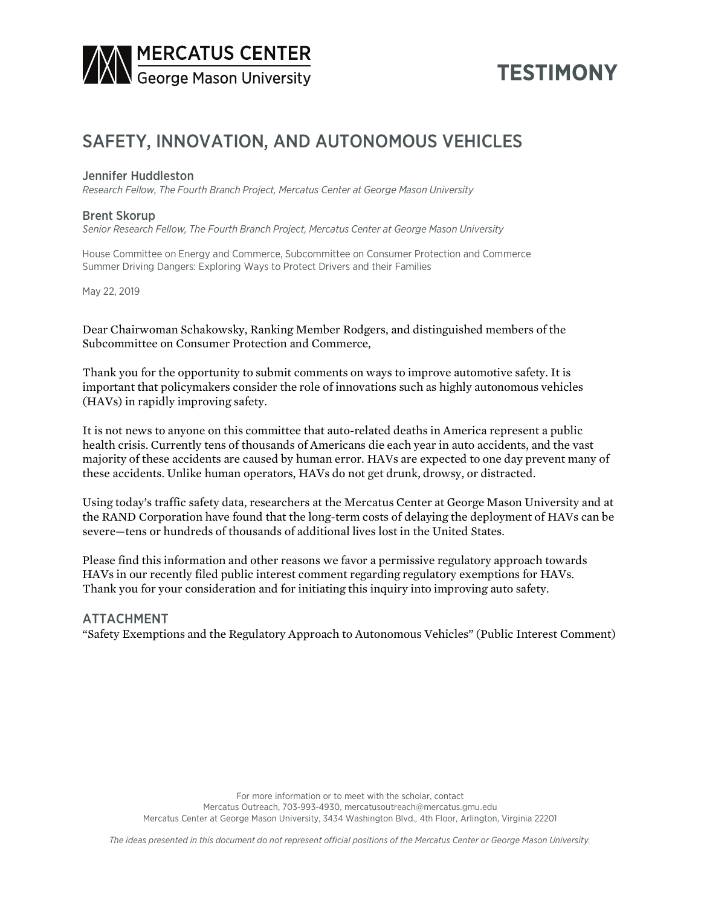MERCATUS CENTER
George Mason University

TESTIMONY

# SAFETY, INNOVATION, AND AUTONOMOUS VEHICLES

**Jennifer Huddleston**
*Research Fellow, The Fourth Branch Project, Mercatus Center at George Mason University*

**Brent Skorup**
*Senior Research Fellow, The Fourth Branch Project, Mercatus Center at George Mason University*

House Committee on Energy and Commerce, Subcommittee on Consumer Protection and Commerce
Summer Driving Dangers: Exploring Ways to Protect Drivers and their Families

May 22, 2019

Dear Chairwoman Schakowsky, Ranking Member Rodgers, and distinguished members of the Subcommittee on Consumer Protection and Commerce,

Thank you for the opportunity to submit comments on ways to improve automotive safety. It is important that policymakers consider the role of innovations such as highly autonomous vehicles (HAVs) in rapidly improving safety.

It is not news to anyone on this committee that auto-related deaths in America represent a public health crisis. Currently tens of thousands of Americans die each year in auto accidents, and the vast majority of these accidents are caused by human error. HAVs are expected to one day prevent many of these accidents. Unlike human operators, HAVs do not get drunk, drowsy, or distracted.

Using today's traffic safety data, researchers at the Mercatus Center at George Mason University and at the RAND Corporation have found that the long-term costs of delaying the deployment of HAVs can be severe—tens or hundreds of thousands of additional lives lost in the United States.

Please find this information and other reasons we favor a permissive regulatory approach towards HAVs in our recently filed public interest comment regarding regulatory exemptions for HAVs. Thank you for your consideration and for initiating this inquiry into improving auto safety.

## ATTACHMENT

"Safety Exemptions and the Regulatory Approach to Autonomous Vehicles" (Public Interest Comment)

For more information or to meet with the scholar, contact
Mercatus Outreach, 703-993-4930, mercatusoutreach@mercatus.gmu.edu
Mercatus Center at George Mason University, 3434 Washington Blvd., 4th Floor, Arlington, Virginia 22201

*The ideas presented in this document do not represent official positions of the Mercatus Center or George Mason University.*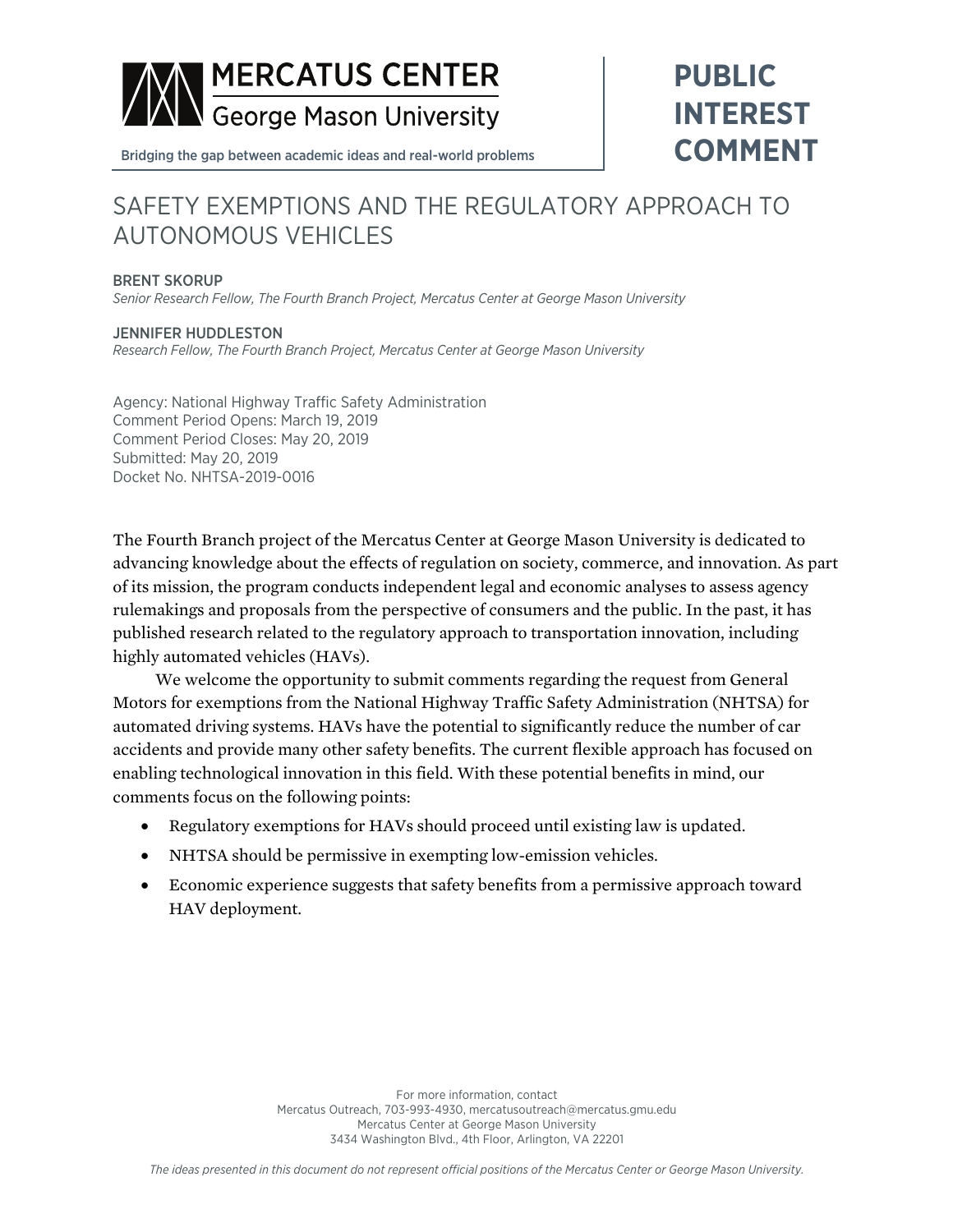# PUBLIC INTEREST COMMENT

**MERCATUS CENTER**
**George Mason University**

Bridging the gap between academic ideas and real-world problems

## SAFETY EXEMPTIONS AND THE REGULATORY APPROACH TO AUTONOMOUS VEHICLES

BRENT SKORUP
*Senior Research Fellow, The Fourth Branch Project, Mercatus Center at George Mason University*

JENNIFER HUDDLESTON
*Research Fellow, The Fourth Branch Project, Mercatus Center at George Mason University*

Agency: National Highway Traffic Safety Administration
Comment Period Opens: March 19, 2019
Comment Period Closes: May 20, 2019
Submitted: May 20, 2019
Docket No. NHTSA-2019-0016

The Fourth Branch project of the Mercatus Center at George Mason University is dedicated to advancing knowledge about the effects of regulation on society, commerce, and innovation. As part of its mission, the program conducts independent legal and economic analyses to assess agency rulemakings and proposals from the perspective of consumers and the public. In the past, it has published research related to the regulatory approach to transportation innovation, including highly automated vehicles (HAVs).

We welcome the opportunity to submit comments regarding the request from General Motors for exemptions from the National Highway Traffic Safety Administration (NHTSA) for automated driving systems. HAVs have the potential to significantly reduce the number of car accidents and provide many other safety benefits. The current flexible approach has focused on enabling technological innovation in this field. With these potential benefits in mind, our comments focus on the following points:

- Regulatory exemptions for HAVs should proceed until existing law is updated.
- NHTSA should be permissive in exempting low-emission vehicles.
- Economic experience suggests that safety benefits from a permissive approach toward HAV deployment.

For more information, contact
Mercatus Outreach, 703-993-4930, mercatusoutreach@mercatus.gmu.edu
Mercatus Center at George Mason University
3434 Washington Blvd., 4th Floor, Arlington, VA 22201

*The ideas presented in this document do not represent official positions of the Mercatus Center or George Mason University.*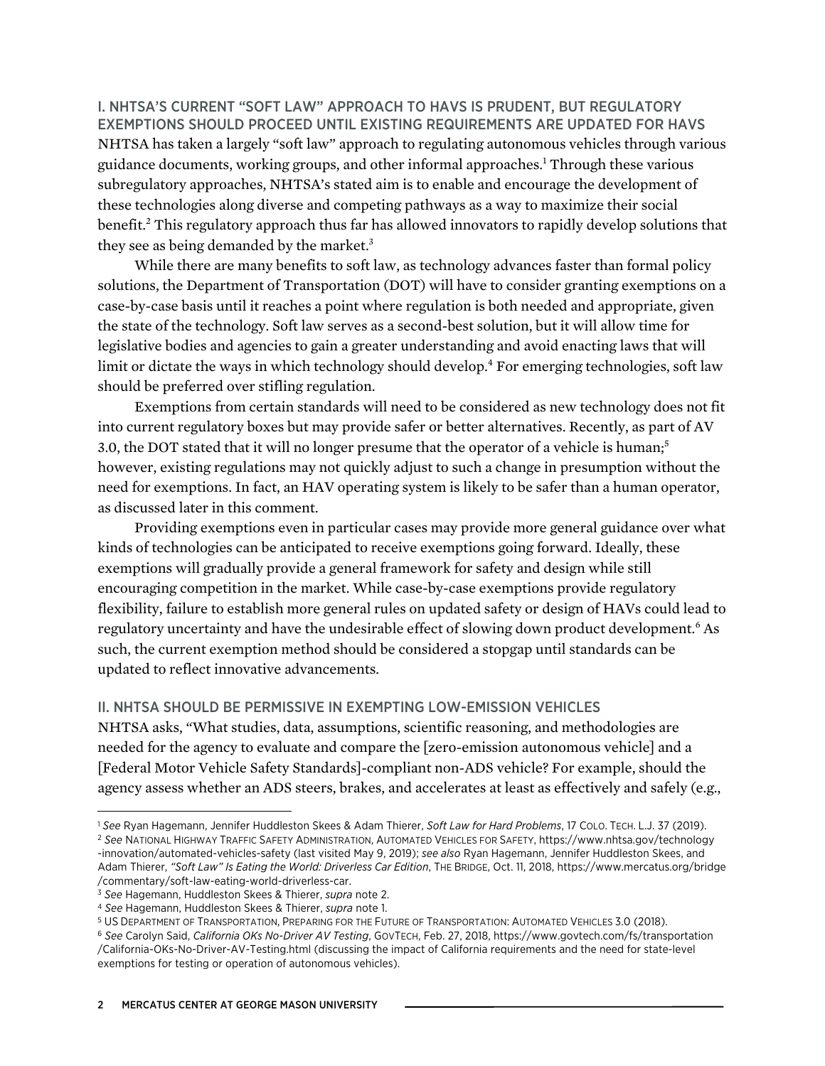## I. NHTSA'S CURRENT "SOFT LAW" APPROACH TO HAVS IS PRUDENT, BUT REGULATORY EXEMPTIONS SHOULD PROCEED UNTIL EXISTING REQUIREMENTS ARE UPDATED FOR HAVS

NHTSA has taken a largely "soft law" approach to regulating autonomous vehicles through various guidance documents, working groups, and other informal approaches.[1] Through these various subregulatory approaches, NHTSA's stated aim is to enable and encourage the development of these technologies along diverse and competing pathways as a way to maximize their social benefit.[2] This regulatory approach thus far has allowed innovators to rapidly develop solutions that they see as being demanded by the market.[3]

While there are many benefits to soft law, as technology advances faster than formal policy solutions, the Department of Transportation (DOT) will have to consider granting exemptions on a case-by-case basis until it reaches a point where regulation is both needed and appropriate, given the state of the technology. Soft law serves as a second-best solution, but it will allow time for legislative bodies and agencies to gain a greater understanding and avoid enacting laws that will limit or dictate the ways in which technology should develop.[4] For emerging technologies, soft law should be preferred over stifling regulation.

Exemptions from certain standards will need to be considered as new technology does not fit into current regulatory boxes but may provide safer or better alternatives. Recently, as part of AV 3.0, the DOT stated that it will no longer presume that the operator of a vehicle is human;[5] however, existing regulations may not quickly adjust to such a change in presumption without the need for exemptions. In fact, an HAV operating system is likely to be safer than a human operator, as discussed later in this comment.

Providing exemptions even in particular cases may provide more general guidance over what kinds of technologies can be anticipated to receive exemptions going forward. Ideally, these exemptions will gradually provide a general framework for safety and design while still encouraging competition in the market. While case-by-case exemptions provide regulatory flexibility, failure to establish more general rules on updated safety or design of HAVs could lead to regulatory uncertainty and have the undesirable effect of slowing down product development.[6] As such, the current exemption method should be considered a stopgap until standards can be updated to reflect innovative advancements.

## II. NHTSA SHOULD BE PERMISSIVE IN EXEMPTING LOW-EMISSION VEHICLES

NHTSA asks, "What studies, data, assumptions, scientific reasoning, and methodologies are needed for the agency to evaluate and compare the [zero-emission autonomous vehicle] and a [Federal Motor Vehicle Safety Standards]-compliant non-ADS vehicle? For example, should the agency assess whether an ADS steers, brakes, and accelerates at least as effectively and safely (e.g.,

---

[1] *See* Ryan Hagemann, Jennifer Huddleston Skees & Adam Thierer, *Soft Law for Hard Problems*, 17 COLO. TECH. L.J. 37 (2019).

[2] *See* NATIONAL HIGHWAY TRAFFIC SAFETY ADMINISTRATION, AUTOMATED VEHICLES FOR SAFETY, https://www.nhtsa.gov/technology-innovation/automated-vehicles-safety (last visited May 9, 2019); *see also* Ryan Hagemann, Jennifer Huddleston Skees, and Adam Thierer, *"Soft Law" Is Eating the World: Driverless Car Edition*, THE BRIDGE, Oct. 11, 2018, https://www.mercatus.org/bridge/commentary/soft-law-eating-world-driverless-car.

[3] *See* Hagemann, Huddleston Skees & Thierer, *supra* note 2.

[4] *See* Hagemann, Huddleston Skees & Thierer, *supra* note 1.

[5] US DEPARTMENT OF TRANSPORTATION, PREPARING FOR THE FUTURE OF TRANSPORTATION: AUTOMATED VEHICLES 3.0 (2018).

[6] *See* Carolyn Said, *California OKs No-Driver AV Testing*, GOVTECH, Feb. 27, 2018, https://www.govtech.com/fs/transportation/California-OKs-No-Driver-AV-Testing.html (discussing the impact of California requirements and the need for state-level exemptions for testing or operation of autonomous vehicles).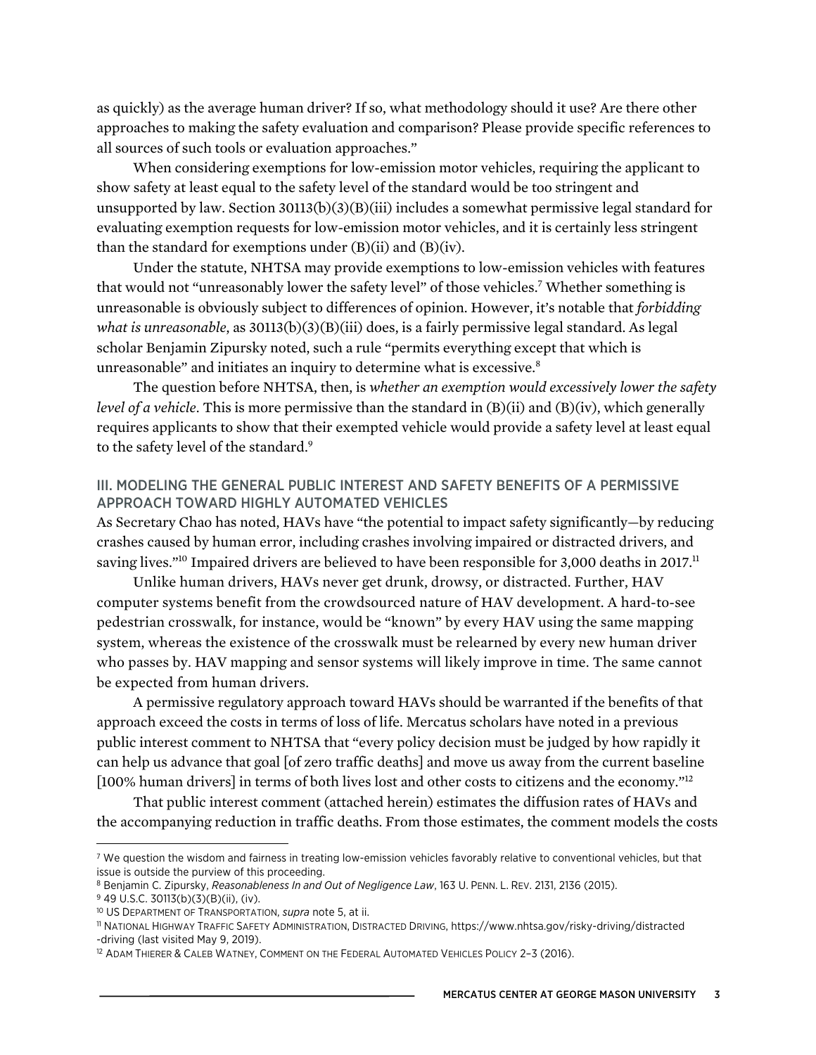as quickly) as the average human driver? If so, what methodology should it use? Are there other approaches to making the safety evaluation and comparison? Please provide specific references to all sources of such tools or evaluation approaches."

When considering exemptions for low-emission motor vehicles, requiring the applicant to show safety at least equal to the safety level of the standard would be too stringent and unsupported by law. Section 30113(b)(3)(B)(iii) includes a somewhat permissive legal standard for evaluating exemption requests for low-emission motor vehicles, and it is certainly less stringent than the standard for exemptions under (B)(ii) and (B)(iv).

Under the statute, NHTSA may provide exemptions to low-emission vehicles with features that would not "unreasonably lower the safety level" of those vehicles.[7] Whether something is unreasonable is obviously subject to differences of opinion. However, it's notable that *forbidding what is unreasonable*, as 30113(b)(3)(B)(iii) does, is a fairly permissive legal standard. As legal scholar Benjamin Zipursky noted, such a rule "permits everything except that which is unreasonable" and initiates an inquiry to determine what is excessive.[8]

The question before NHTSA, then, is *whether an exemption would excessively lower the safety level of a vehicle*. This is more permissive than the standard in (B)(ii) and (B)(iv), which generally requires applicants to show that their exempted vehicle would provide a safety level at least equal to the safety level of the standard.[9]

## III. MODELING THE GENERAL PUBLIC INTEREST AND SAFETY BENEFITS OF A PERMISSIVE APPROACH TOWARD HIGHLY AUTOMATED VEHICLES

As Secretary Chao has noted, HAVs have "the potential to impact safety significantly—by reducing crashes caused by human error, including crashes involving impaired or distracted drivers, and saving lives."[10] Impaired drivers are believed to have been responsible for 3,000 deaths in 2017.[11]

Unlike human drivers, HAVs never get drunk, drowsy, or distracted. Further, HAV computer systems benefit from the crowdsourced nature of HAV development. A hard-to-see pedestrian crosswalk, for instance, would be "known" by every HAV using the same mapping system, whereas the existence of the crosswalk must be relearned by every new human driver who passes by. HAV mapping and sensor systems will likely improve in time. The same cannot be expected from human drivers.

A permissive regulatory approach toward HAVs should be warranted if the benefits of that approach exceed the costs in terms of loss of life. Mercatus scholars have noted in a previous public interest comment to NHTSA that "every policy decision must be judged by how rapidly it can help us advance that goal [of zero traffic deaths] and move us away from the current baseline [100% human drivers] in terms of both lives lost and other costs to citizens and the economy."[12]

That public interest comment (attached herein) estimates the diffusion rates of HAVs and the accompanying reduction in traffic deaths. From those estimates, the comment models the costs

---

[7] We question the wisdom and fairness in treating low-emission vehicles favorably relative to conventional vehicles, but that issue is outside the purview of this proceeding.

[8] Benjamin C. Zipursky, *Reasonableness In and Out of Negligence Law*, 163 U. PENN. L. REV. 2131, 2136 (2015).

[9] 49 U.S.C. 30113(b)(3)(B)(ii), (iv).

[10] US DEPARTMENT OF TRANSPORTATION, *supra* note 5, at ii.

[11] NATIONAL HIGHWAY TRAFFIC SAFETY ADMINISTRATION, DISTRACTED DRIVING, https://www.nhtsa.gov/risky-driving/distracted-driving (last visited May 9, 2019).

[12] ADAM THIERER & CALEB WATNEY, COMMENT ON THE FEDERAL AUTOMATED VEHICLES POLICY 2–3 (2016).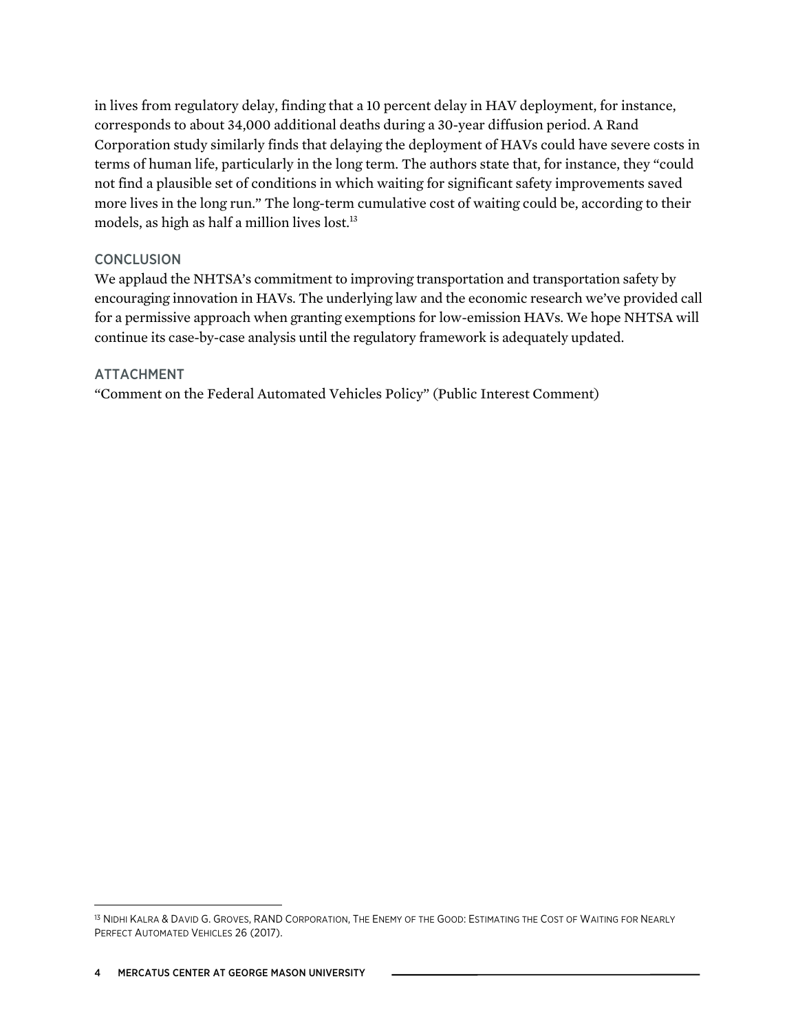in lives from regulatory delay, finding that a 10 percent delay in HAV deployment, for instance, corresponds to about 34,000 additional deaths during a 30-year diffusion period. A Rand Corporation study similarly finds that delaying the deployment of HAVs could have severe costs in terms of human life, particularly in the long term. The authors state that, for instance, they "could not find a plausible set of conditions in which waiting for significant safety improvements saved more lives in the long run." The long-term cumulative cost of waiting could be, according to their models, as high as half a million lives lost.[13]

## CONCLUSION

We applaud the NHTSA's commitment to improving transportation and transportation safety by encouraging innovation in HAVs. The underlying law and the economic research we've provided call for a permissive approach when granting exemptions for low-emission HAVs. We hope NHTSA will continue its case-by-case analysis until the regulatory framework is adequately updated.

## ATTACHMENT

"Comment on the Federal Automated Vehicles Policy" (Public Interest Comment)

---

[13] NIDHI KALRA & DAVID G. GROVES, RAND CORPORATION, THE ENEMY OF THE GOOD: ESTIMATING THE COST OF WAITING FOR NEARLY PERFECT AUTOMATED VEHICLES 26 (2017).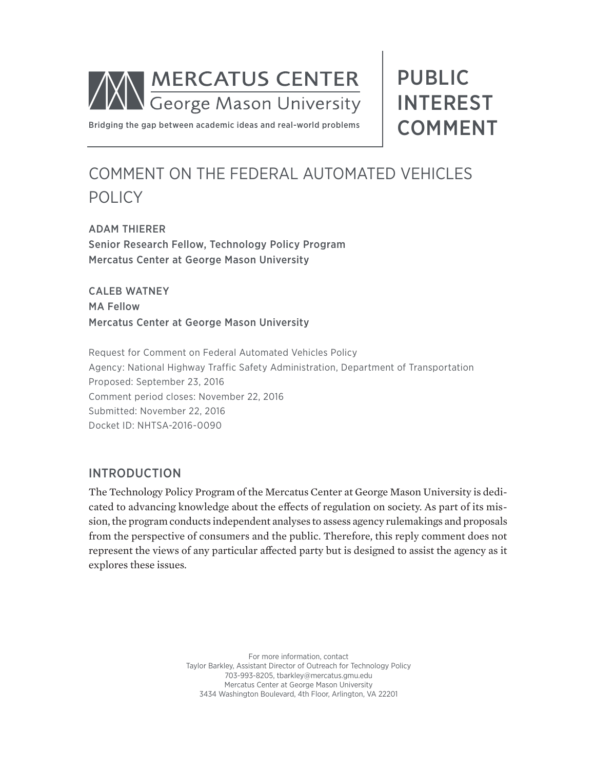MERCATUS CENTER
George Mason University

Bridging the gap between academic ideas and real-world problems

PUBLIC INTEREST COMMENT

# COMMENT ON THE FEDERAL AUTOMATED VEHICLES POLICY

ADAM THIERER
Senior Research Fellow, Technology Policy Program
Mercatus Center at George Mason University

CALEB WATNEY
MA Fellow
Mercatus Center at George Mason University

Request for Comment on Federal Automated Vehicles Policy
Agency: National Highway Traffic Safety Administration, Department of Transportation
Proposed: September 23, 2016
Comment period closes: November 22, 2016
Submitted: November 22, 2016
Docket ID: NHTSA-2016-0090

## INTRODUCTION

The Technology Policy Program of the Mercatus Center at George Mason University is dedicated to advancing knowledge about the effects of regulation on society. As part of its mission, the program conducts independent analyses to assess agency rulemakings and proposals from the perspective of consumers and the public. Therefore, this reply comment does not represent the views of any particular affected party but is designed to assist the agency as it explores these issues.

For more information, contact
Taylor Barkley, Assistant Director of Outreach for Technology Policy
703-993-8205, tbarkley@mercatus.gmu.edu
Mercatus Center at George Mason University
3434 Washington Boulevard, 4th Floor, Arlington, VA 22201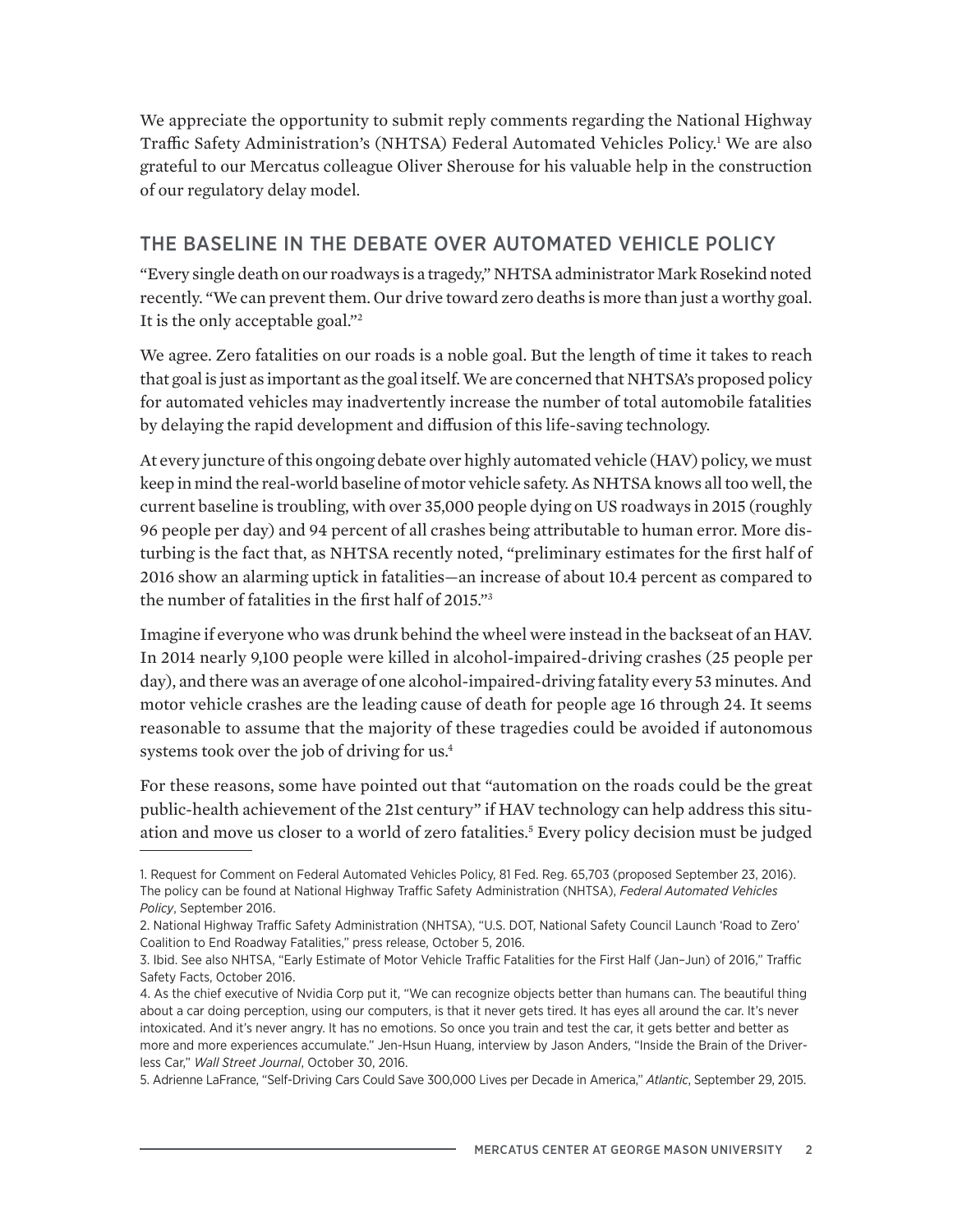We appreciate the opportunity to submit reply comments regarding the National Highway Traffic Safety Administration's (NHTSA) Federal Automated Vehicles Policy.[1] We are also grateful to our Mercatus colleague Oliver Sherouse for his valuable help in the construction of our regulatory delay model.

## THE BASELINE IN THE DEBATE OVER AUTOMATED VEHICLE POLICY

"Every single death on our roadways is a tragedy," NHTSA administrator Mark Rosekind noted recently. "We can prevent them. Our drive toward zero deaths is more than just a worthy goal. It is the only acceptable goal."[2]

We agree. Zero fatalities on our roads is a noble goal. But the length of time it takes to reach that goal is just as important as the goal itself. We are concerned that NHTSA's proposed policy for automated vehicles may inadvertently increase the number of total automobile fatalities by delaying the rapid development and diffusion of this life-saving technology.

At every juncture of this ongoing debate over highly automated vehicle (HAV) policy, we must keep in mind the real-world baseline of motor vehicle safety. As NHTSA knows all too well, the current baseline is troubling, with over 35,000 people dying on US roadways in 2015 (roughly 96 people per day) and 94 percent of all crashes being attributable to human error. More disturbing is the fact that, as NHTSA recently noted, "preliminary estimates for the first half of 2016 show an alarming uptick in fatalities—an increase of about 10.4 percent as compared to the number of fatalities in the first half of 2015."[3]

Imagine if everyone who was drunk behind the wheel were instead in the backseat of an HAV. In 2014 nearly 9,100 people were killed in alcohol-impaired-driving crashes (25 people per day), and there was an average of one alcohol-impaired-driving fatality every 53 minutes. And motor vehicle crashes are the leading cause of death for people age 16 through 24. It seems reasonable to assume that the majority of these tragedies could be avoided if autonomous systems took over the job of driving for us.[4]

For these reasons, some have pointed out that "automation on the roads could be the great public-health achievement of the 21st century" if HAV technology can help address this situation and move us closer to a world of zero fatalities.[5] Every policy decision must be judged

---

1. Request for Comment on Federal Automated Vehicles Policy, 81 Fed. Reg. 65,703 (proposed September 23, 2016). The policy can be found at National Highway Traffic Safety Administration (NHTSA), *Federal Automated Vehicles Policy*, September 2016.
2. National Highway Traffic Safety Administration (NHTSA), "U.S. DOT, National Safety Council Launch 'Road to Zero' Coalition to End Roadway Fatalities," press release, October 5, 2016.
3. Ibid. See also NHTSA, "Early Estimate of Motor Vehicle Traffic Fatalities for the First Half (Jan–Jun) of 2016," Traffic Safety Facts, October 2016.
4. As the chief executive of Nvidia Corp put it, "We can recognize objects better than humans can. The beautiful thing about a car doing perception, using our computers, is that it never gets tired. It has eyes all around the car. It's never intoxicated. And it's never angry. It has no emotions. So once you train and test the car, it gets better and better as more and more experiences accumulate." Jen-Hsun Huang, interview by Jason Anders, "Inside the Brain of the Driverless Car," *Wall Street Journal*, October 30, 2016.
5. Adrienne LaFrance, "Self-Driving Cars Could Save 300,000 Lives per Decade in America," *Atlantic*, September 29, 2015.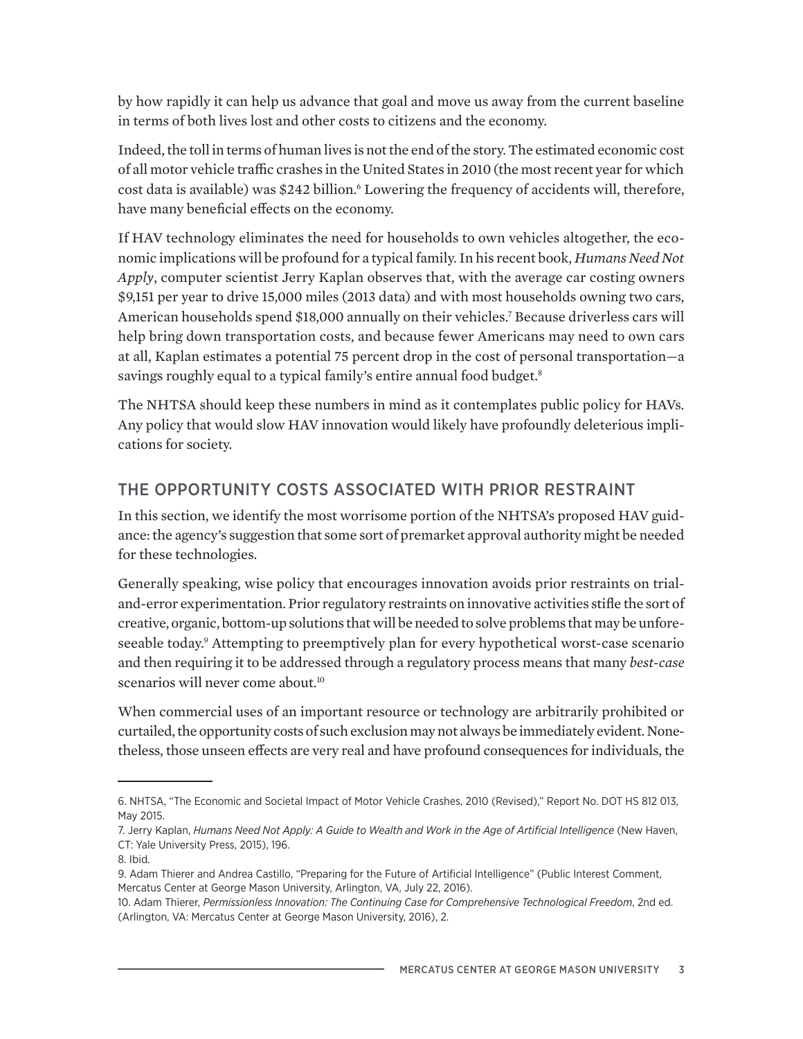by how rapidly it can help us advance that goal and move us away from the current baseline in terms of both lives lost and other costs to citizens and the economy.

Indeed, the toll in terms of human lives is not the end of the story. The estimated economic cost of all motor vehicle traffic crashes in the United States in 2010 (the most recent year for which cost data is available) was $242 billion.[6] Lowering the frequency of accidents will, therefore, have many beneficial effects on the economy.

If HAV technology eliminates the need for households to own vehicles altogether, the economic implications will be profound for a typical family. In his recent book, *Humans Need Not Apply*, computer scientist Jerry Kaplan observes that, with the average car costing owners $9,151 per year to drive 15,000 miles (2013 data) and with most households owning two cars, American households spend $18,000 annually on their vehicles.[7] Because driverless cars will help bring down transportation costs, and because fewer Americans may need to own cars at all, Kaplan estimates a potential 75 percent drop in the cost of personal transportation—a savings roughly equal to a typical family's entire annual food budget.[8]

The NHTSA should keep these numbers in mind as it contemplates public policy for HAVs. Any policy that would slow HAV innovation would likely have profoundly deleterious implications for society.

## THE OPPORTUNITY COSTS ASSOCIATED WITH PRIOR RESTRAINT

In this section, we identify the most worrisome portion of the NHTSA's proposed HAV guidance: the agency's suggestion that some sort of premarket approval authority might be needed for these technologies.

Generally speaking, wise policy that encourages innovation avoids prior restraints on trial-and-error experimentation. Prior regulatory restraints on innovative activities stifle the sort of creative, organic, bottom-up solutions that will be needed to solve problems that may be unforeseeable today.[9] Attempting to preemptively plan for every hypothetical worst-case scenario and then requiring it to be addressed through a regulatory process means that many *best-case* scenarios will never come about.[10]

When commercial uses of an important resource or technology are arbitrarily prohibited or curtailed, the opportunity costs of such exclusion may not always be immediately evident. Nonetheless, those unseen effects are very real and have profound consequences for individuals, the

---

6. NHTSA, "The Economic and Societal Impact of Motor Vehicle Crashes, 2010 (Revised)," Report No. DOT HS 812 013, May 2015.

7. Jerry Kaplan, *Humans Need Not Apply: A Guide to Wealth and Work in the Age of Artificial Intelligence* (New Haven, CT: Yale University Press, 2015), 196.

8. Ibid.

9. Adam Thierer and Andrea Castillo, "Preparing for the Future of Artificial Intelligence" (Public Interest Comment, Mercatus Center at George Mason University, Arlington, VA, July 22, 2016).

10. Adam Thierer, *Permissionless Innovation: The Continuing Case for Comprehensive Technological Freedom*, 2nd ed. (Arlington, VA: Mercatus Center at George Mason University, 2016), 2.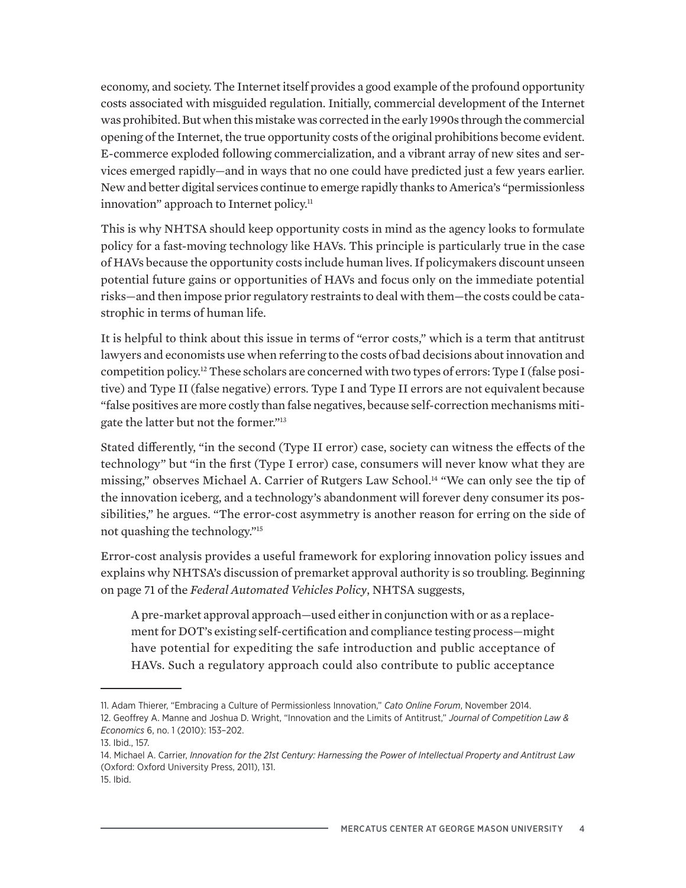economy, and society. The Internet itself provides a good example of the profound opportunity costs associated with misguided regulation. Initially, commercial development of the Internet was prohibited. But when this mistake was corrected in the early 1990s through the commercial opening of the Internet, the true opportunity costs of the original prohibitions become evident. E-commerce exploded following commercialization, and a vibrant array of new sites and services emerged rapidly—and in ways that no one could have predicted just a few years earlier. New and better digital services continue to emerge rapidly thanks to America's "permissionless innovation" approach to Internet policy.[11]

This is why NHTSA should keep opportunity costs in mind as the agency looks to formulate policy for a fast-moving technology like HAVs. This principle is particularly true in the case of HAVs because the opportunity costs include human lives. If policymakers discount unseen potential future gains or opportunities of HAVs and focus only on the immediate potential risks—and then impose prior regulatory restraints to deal with them—the costs could be catastrophic in terms of human life.

It is helpful to think about this issue in terms of "error costs," which is a term that antitrust lawyers and economists use when referring to the costs of bad decisions about innovation and competition policy.[12] These scholars are concerned with two types of errors: Type I (false positive) and Type II (false negative) errors. Type I and Type II errors are not equivalent because "false positives are more costly than false negatives, because self-correction mechanisms mitigate the latter but not the former."[13]

Stated differently, "in the second (Type II error) case, society can witness the effects of the technology" but "in the first (Type I error) case, consumers will never know what they are missing," observes Michael A. Carrier of Rutgers Law School.[14] "We can only see the tip of the innovation iceberg, and a technology's abandonment will forever deny consumer its possibilities," he argues. "The error-cost asymmetry is another reason for erring on the side of not quashing the technology."[15]

Error-cost analysis provides a useful framework for exploring innovation policy issues and explains why NHTSA's discussion of premarket approval authority is so troubling. Beginning on page 71 of the *Federal Automated Vehicles Policy*, NHTSA suggests,

> A pre-market approval approach—used either in conjunction with or as a replacement for DOT's existing self-certification and compliance testing process—might have potential for expediting the safe introduction and public acceptance of HAVs. Such a regulatory approach could also contribute to public acceptance

---

11. Adam Thierer, "Embracing a Culture of Permissionless Innovation," *Cato Online Forum*, November 2014.
12. Geoffrey A. Manne and Joshua D. Wright, "Innovation and the Limits of Antitrust," *Journal of Competition Law & Economics* 6, no. 1 (2010): 153–202.
13. Ibid., 157.
14. Michael A. Carrier, *Innovation for the 21st Century: Harnessing the Power of Intellectual Property and Antitrust Law* (Oxford: Oxford University Press, 2011), 131.
15. Ibid.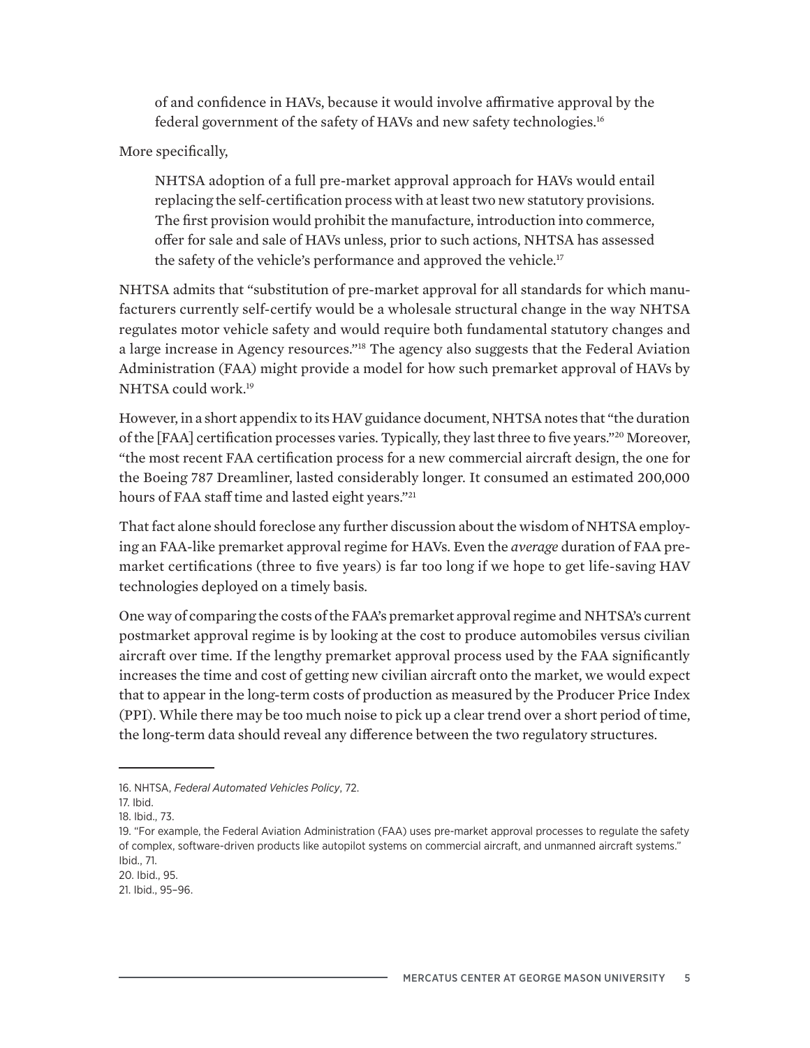> of and confidence in HAVs, because it would involve affirmative approval by the federal government of the safety of HAVs and new safety technologies.[16]

More specifically,

> NHTSA adoption of a full pre-market approval approach for HAVs would entail replacing the self-certification process with at least two new statutory provisions. The first provision would prohibit the manufacture, introduction into commerce, offer for sale and sale of HAVs unless, prior to such actions, NHTSA has assessed the safety of the vehicle's performance and approved the vehicle.[17]

NHTSA admits that "substitution of pre-market approval for all standards for which manufacturers currently self-certify would be a wholesale structural change in the way NHTSA regulates motor vehicle safety and would require both fundamental statutory changes and a large increase in Agency resources."[18] The agency also suggests that the Federal Aviation Administration (FAA) might provide a model for how such premarket approval of HAVs by NHTSA could work.[19]

However, in a short appendix to its HAV guidance document, NHTSA notes that "the duration of the [FAA] certification processes varies. Typically, they last three to five years."[20] Moreover, "the most recent FAA certification process for a new commercial aircraft design, the one for the Boeing 787 Dreamliner, lasted considerably longer. It consumed an estimated 200,000 hours of FAA staff time and lasted eight years."[21]

That fact alone should foreclose any further discussion about the wisdom of NHTSA employing an FAA-like premarket approval regime for HAVs. Even the *average* duration of FAA premarket certifications (three to five years) is far too long if we hope to get life-saving HAV technologies deployed on a timely basis.

One way of comparing the costs of the FAA's premarket approval regime and NHTSA's current postmarket approval regime is by looking at the cost to produce automobiles versus civilian aircraft over time. If the lengthy premarket approval process used by the FAA significantly increases the time and cost of getting new civilian aircraft onto the market, we would expect that to appear in the long-term costs of production as measured by the Producer Price Index (PPI). While there may be too much noise to pick up a clear trend over a short period of time, the long-term data should reveal any difference between the two regulatory structures.

---

16. NHTSA, *Federal Automated Vehicles Policy*, 72.
17. Ibid.
18. Ibid., 73.
19. "For example, the Federal Aviation Administration (FAA) uses pre-market approval processes to regulate the safety of complex, software-driven products like autopilot systems on commercial aircraft, and unmanned aircraft systems." Ibid., 71.
20. Ibid., 95.
21. Ibid., 95–96.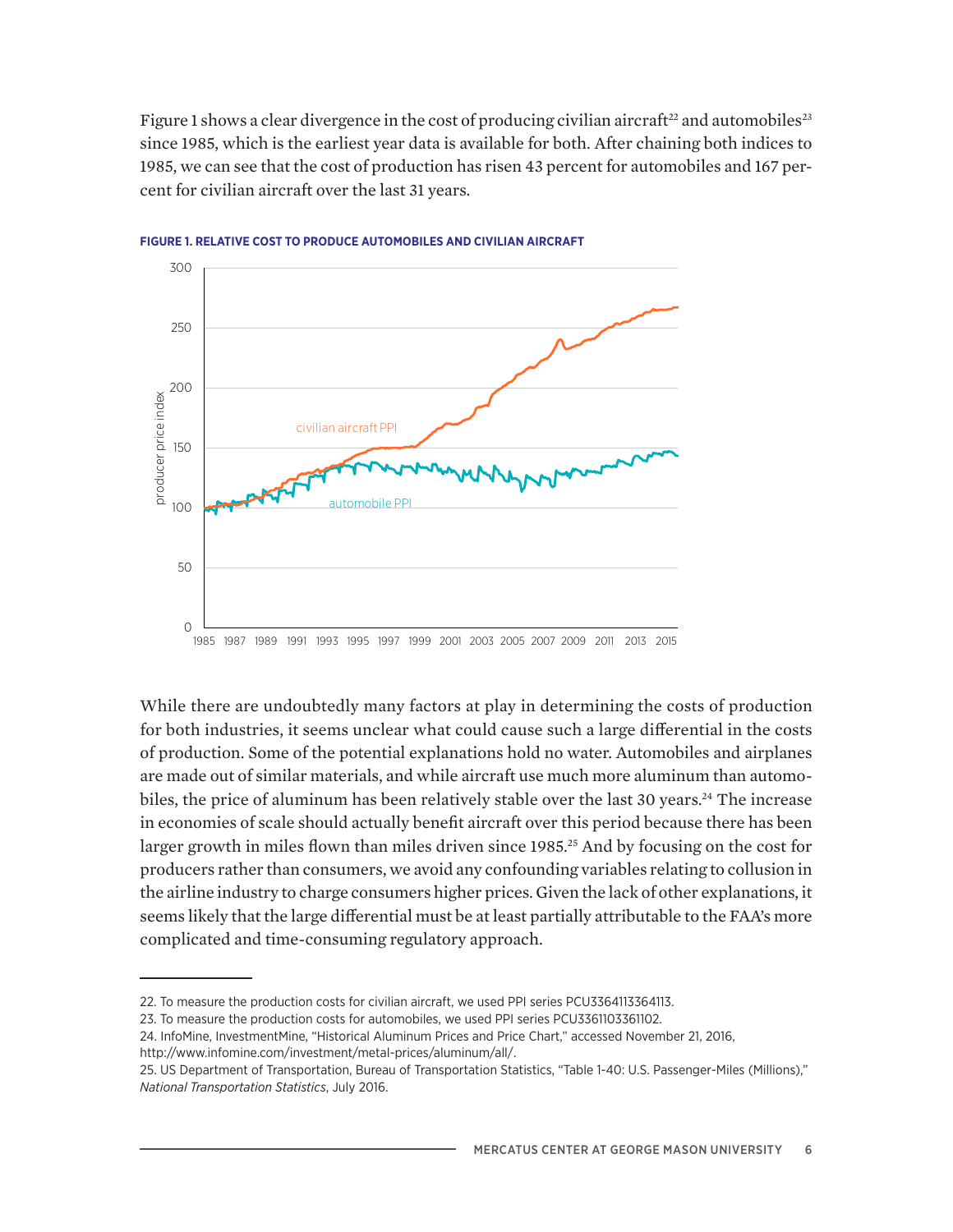Figure 1 shows a clear divergence in the cost of producing civilian aircraft[22] and automobiles[23] since 1985, which is the earliest year data is available for both. After chaining both indices to 1985, we can see that the cost of production has risen 43 percent for automobiles and 167 percent for civilian aircraft over the last 31 years.

**FIGURE 1. RELATIVE COST TO PRODUCE AUTOMOBILES AND CIVILIAN AIRCRAFT**

While there are undoubtedly many factors at play in determining the costs of production for both industries, it seems unclear what could cause such a large differential in the costs of production. Some of the potential explanations hold no water. Automobiles and airplanes are made out of similar materials, and while aircraft use much more aluminum than automobiles, the price of aluminum has been relatively stable over the last 30 years.[24] The increase in economies of scale should actually benefit aircraft over this period because there has been larger growth in miles flown than miles driven since 1985.[25] And by focusing on the cost for producers rather than consumers, we avoid any confounding variables relating to collusion in the airline industry to charge consumers higher prices. Given the lack of other explanations, it seems likely that the large differential must be at least partially attributable to the FAA's more complicated and time-consuming regulatory approach.

---

22. To measure the production costs for civilian aircraft, we used PPI series PCU3364113364113.
23. To measure the production costs for automobiles, we used PPI series PCU33611033611102.
24. InfoMine, InvestmentMine, "Historical Aluminum Prices and Price Chart," accessed November 21, 2016, http://www.infomine.com/investment/metal-prices/aluminum/all/.
25. US Department of Transportation, Bureau of Transportation Statistics, "Table 1-40: U.S. Passenger-Miles (Millions)," *National Transportation Statistics*, July 2016.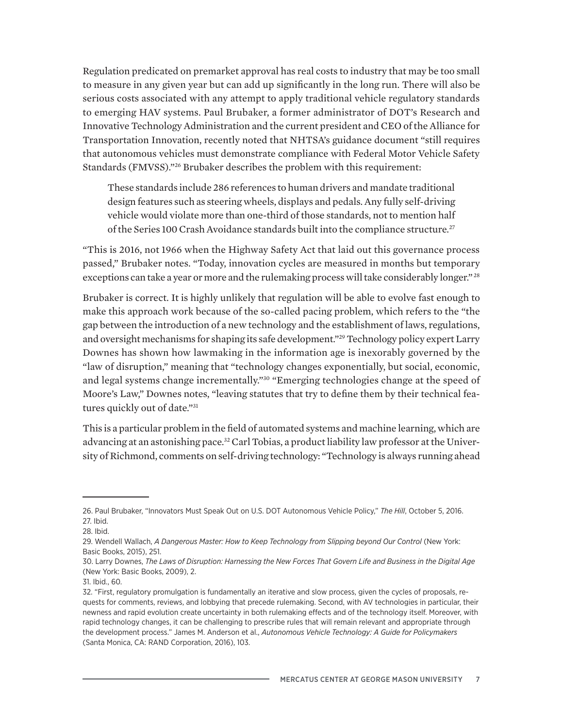Regulation predicated on premarket approval has real costs to industry that may be too small to measure in any given year but can add up significantly in the long run. There will also be serious costs associated with any attempt to apply traditional vehicle regulatory standards to emerging HAV systems. Paul Brubaker, a former administrator of DOT's Research and Innovative Technology Administration and the current president and CEO of the Alliance for Transportation Innovation, recently noted that NHTSA's guidance document "still requires that autonomous vehicles must demonstrate compliance with Federal Motor Vehicle Safety Standards (FMVSS)."[26] Brubaker describes the problem with this requirement:

> These standards include 286 references to human drivers and mandate traditional design features such as steering wheels, displays and pedals. Any fully self-driving vehicle would violate more than one-third of those standards, not to mention half of the Series 100 Crash Avoidance standards built into the compliance structure.[27]

"This is 2016, not 1966 when the Highway Safety Act that laid out this governance process passed," Brubaker notes. "Today, innovation cycles are measured in months but temporary exceptions can take a year or more and the rulemaking process will take considerably longer."[28]

Brubaker is correct. It is highly unlikely that regulation will be able to evolve fast enough to make this approach work because of the so-called pacing problem, which refers to the "the gap between the introduction of a new technology and the establishment of laws, regulations, and oversight mechanisms for shaping its safe development."[29] Technology policy expert Larry Downes has shown how lawmaking in the information age is inexorably governed by the "law of disruption," meaning that "technology changes exponentially, but social, economic, and legal systems change incrementally."[30] "Emerging technologies change at the speed of Moore's Law," Downes notes, "leaving statutes that try to define them by their technical features quickly out of date."[31]

This is a particular problem in the field of automated systems and machine learning, which are advancing at an astonishing pace.[32] Carl Tobias, a product liability law professor at the University of Richmond, comments on self-driving technology: "Technology is always running ahead

---

26. Paul Brubaker, "Innovators Must Speak Out on U.S. DOT Autonomous Vehicle Policy," *The Hill*, October 5, 2016.
27. Ibid.
28. Ibid.
29. Wendell Wallach, *A Dangerous Master: How to Keep Technology from Slipping beyond Our Control* (New York: Basic Books, 2015), 251.
30. Larry Downes, *The Laws of Disruption: Harnessing the New Forces That Govern Life and Business in the Digital Age* (New York: Basic Books, 2009), 2.
31. Ibid., 60.
32. "First, regulatory promulgation is fundamentally an iterative and slow process, given the cycles of proposals, requests for comments, reviews, and lobbying that precede rulemaking. Second, with AV technologies in particular, their newness and rapid evolution create uncertainty in both rulemaking effects and of the technology itself. Moreover, with rapid technology changes, it can be challenging to prescribe rules that will remain relevant and appropriate through the development process." James M. Anderson et al., *Autonomous Vehicle Technology: A Guide for Policymakers* (Santa Monica, CA: RAND Corporation, 2016), 103.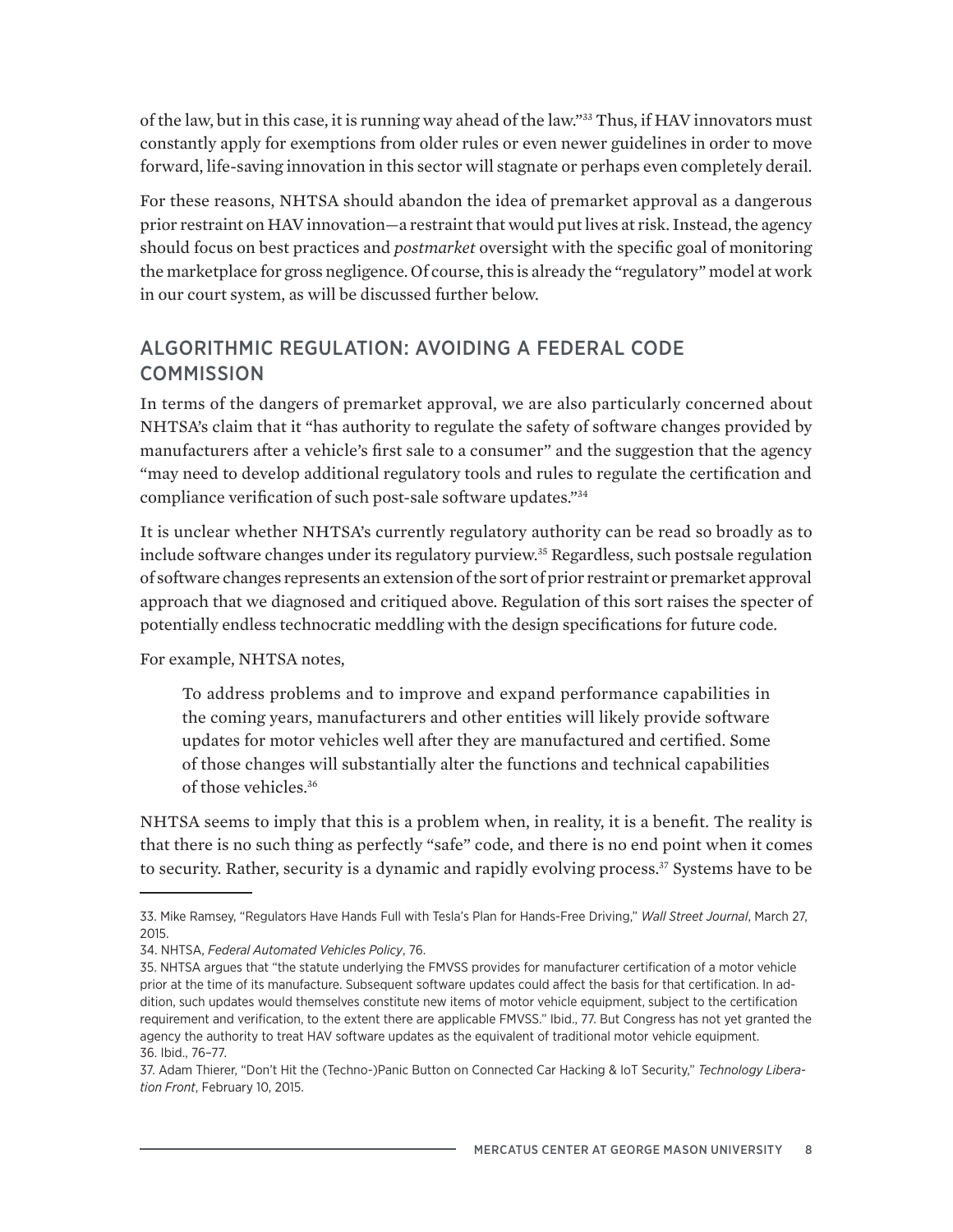of the law, but in this case, it is running way ahead of the law."[33] Thus, if HAV innovators must constantly apply for exemptions from older rules or even newer guidelines in order to move forward, life-saving innovation in this sector will stagnate or perhaps even completely derail.

For these reasons, NHTSA should abandon the idea of premarket approval as a dangerous prior restraint on HAV innovation—a restraint that would put lives at risk. Instead, the agency should focus on best practices and *postmarket* oversight with the specific goal of monitoring the marketplace for gross negligence. Of course, this is already the "regulatory" model at work in our court system, as will be discussed further below.

## ALGORITHMIC REGULATION: AVOIDING A FEDERAL CODE COMMISSION

In terms of the dangers of premarket approval, we are also particularly concerned about NHTSA's claim that it "has authority to regulate the safety of software changes provided by manufacturers after a vehicle's first sale to a consumer" and the suggestion that the agency "may need to develop additional regulatory tools and rules to regulate the certification and compliance verification of such post-sale software updates."[34]

It is unclear whether NHTSA's currently regulatory authority can be read so broadly as to include software changes under its regulatory purview.[35] Regardless, such postsale regulation of software changes represents an extension of the sort of prior restraint or premarket approval approach that we diagnosed and critiqued above. Regulation of this sort raises the specter of potentially endless technocratic meddling with the design specifications for future code.

For example, NHTSA notes,

> To address problems and to improve and expand performance capabilities in the coming years, manufacturers and other entities will likely provide software updates for motor vehicles well after they are manufactured and certified. Some of those changes will substantially alter the functions and technical capabilities of those vehicles.[36]

NHTSA seems to imply that this is a problem when, in reality, it is a benefit. The reality is that there is no such thing as perfectly "safe" code, and there is no end point when it comes to security. Rather, security is a dynamic and rapidly evolving process.[37] Systems have to be

---

33. Mike Ramsey, "Regulators Have Hands Full with Tesla's Plan for Hands-Free Driving," *Wall Street Journal*, March 27, 2015.

34. NHTSA, *Federal Automated Vehicles Policy*, 76.

35. NHTSA argues that "the statute underlying the FMVSS provides for manufacturer certification of a motor vehicle prior at the time of its manufacture. Subsequent software updates could affect the basis for that certification. In addition, such updates would themselves constitute new items of motor vehicle equipment, subject to the certification requirement and verification, to the extent there are applicable FMVSS." Ibid., 77. But Congress has not yet granted the agency the authority to treat HAV software updates as the equivalent of traditional motor vehicle equipment.

36. Ibid., 76–77.

37. Adam Thierer, "Don't Hit the (Techno-)Panic Button on Connected Car Hacking & IoT Security," *Technology Liberation Front*, February 10, 2015.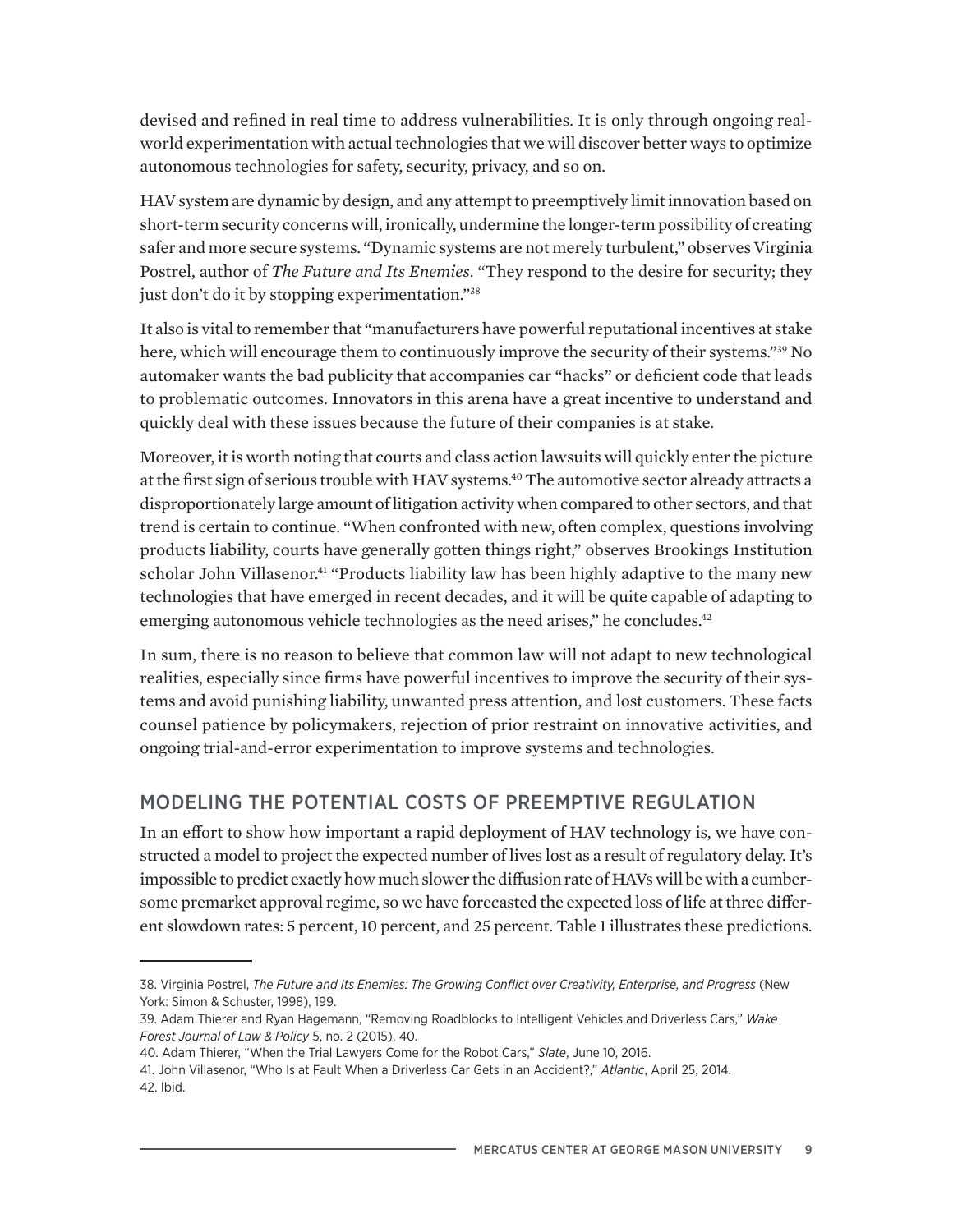devised and refined in real time to address vulnerabilities. It is only through ongoing real-world experimentation with actual technologies that we will discover better ways to optimize autonomous technologies for safety, security, privacy, and so on.

HAV system are dynamic by design, and any attempt to preemptively limit innovation based on short-term security concerns will, ironically, undermine the longer-term possibility of creating safer and more secure systems. "Dynamic systems are not merely turbulent," observes Virginia Postrel, author of *The Future and Its Enemies*. "They respond to the desire for security; they just don't do it by stopping experimentation."[38]

It also is vital to remember that "manufacturers have powerful reputational incentives at stake here, which will encourage them to continuously improve the security of their systems."[39] No automaker wants the bad publicity that accompanies car "hacks" or deficient code that leads to problematic outcomes. Innovators in this arena have a great incentive to understand and quickly deal with these issues because the future of their companies is at stake.

Moreover, it is worth noting that courts and class action lawsuits will quickly enter the picture at the first sign of serious trouble with HAV systems.[40] The automotive sector already attracts a disproportionately large amount of litigation activity when compared to other sectors, and that trend is certain to continue. "When confronted with new, often complex, questions involving products liability, courts have generally gotten things right," observes Brookings Institution scholar John Villasenor.[41] "Products liability law has been highly adaptive to the many new technologies that have emerged in recent decades, and it will be quite capable of adapting to emerging autonomous vehicle technologies as the need arises," he concludes.[42]

In sum, there is no reason to believe that common law will not adapt to new technological realities, especially since firms have powerful incentives to improve the security of their systems and avoid punishing liability, unwanted press attention, and lost customers. These facts counsel patience by policymakers, rejection of prior restraint on innovative activities, and ongoing trial-and-error experimentation to improve systems and technologies.

## MODELING THE POTENTIAL COSTS OF PREEMPTIVE REGULATION

In an effort to show how important a rapid deployment of HAV technology is, we have constructed a model to project the expected number of lives lost as a result of regulatory delay. It's impossible to predict exactly how much slower the diffusion rate of HAVs will be with a cumbersome premarket approval regime, so we have forecasted the expected loss of life at three different slowdown rates: 5 percent, 10 percent, and 25 percent. Table 1 illustrates these predictions.

---

38. Virginia Postrel, *The Future and Its Enemies: The Growing Conflict over Creativity, Enterprise, and Progress* (New York: Simon & Schuster, 1998), 199.

39. Adam Thierer and Ryan Hagemann, "Removing Roadblocks to Intelligent Vehicles and Driverless Cars," *Wake Forest Journal of Law & Policy* 5, no. 2 (2015), 40.

40. Adam Thierer, "When the Trial Lawyers Come for the Robot Cars," *Slate*, June 10, 2016.

41. John Villasenor, "Who Is at Fault When a Driverless Car Gets in an Accident?," *Atlantic*, April 25, 2014.

42. Ibid.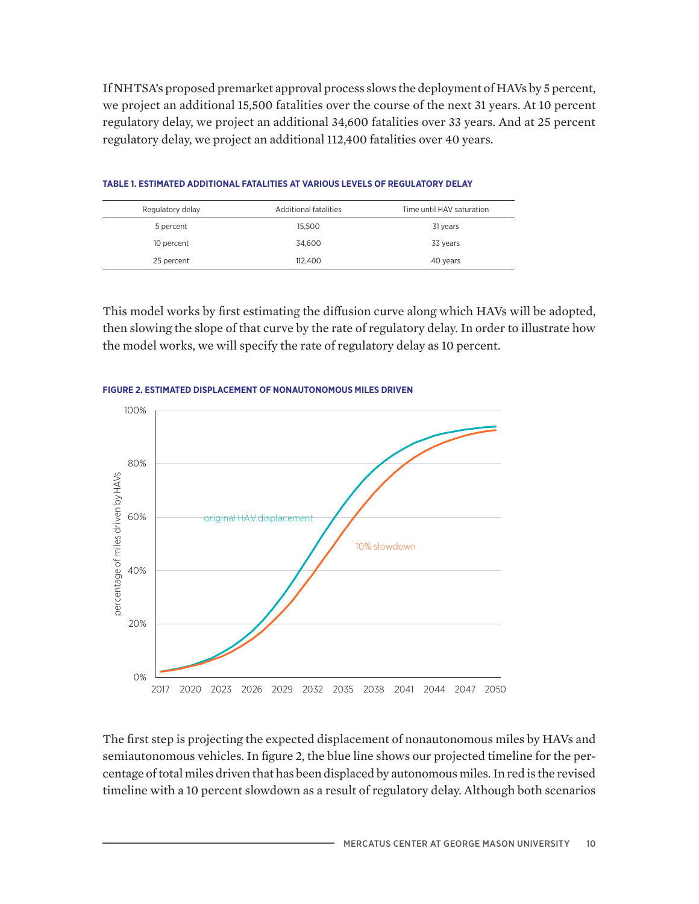If NHTSA's proposed premarket approval process slows the deployment of HAVs by 5 percent, we project an additional 15,500 fatalities over the course of the next 31 years. At 10 percent regulatory delay, we project an additional 34,600 fatalities over 33 years. And at 25 percent regulatory delay, we project an additional 112,400 fatalities over 40 years.

**TABLE 1. ESTIMATED ADDITIONAL FATALITIES AT VARIOUS LEVELS OF REGULATORY DELAY**

| Regulatory delay | Additional fatalities | Time until HAV saturation |
|---|---|---|
| 5 percent | 15,500 | 31 years |
| 10 percent | 34,600 | 33 years |
| 25 percent | 112,400 | 40 years |

This model works by first estimating the diffusion curve along which HAVs will be adopted, then slowing the slope of that curve by the rate of regulatory delay. In order to illustrate how the model works, we will specify the rate of regulatory delay as 10 percent.

**FIGURE 2. ESTIMATED DISPLACEMENT OF NONAUTONOMOUS MILES DRIVEN**

The first step is projecting the expected displacement of nonautonomous miles by HAVs and semiautonomous vehicles. In figure 2, the blue line shows our projected timeline for the percentage of total miles driven that has been displaced by autonomous miles. In red is the revised timeline with a 10 percent slowdown as a result of regulatory delay. Although both scenarios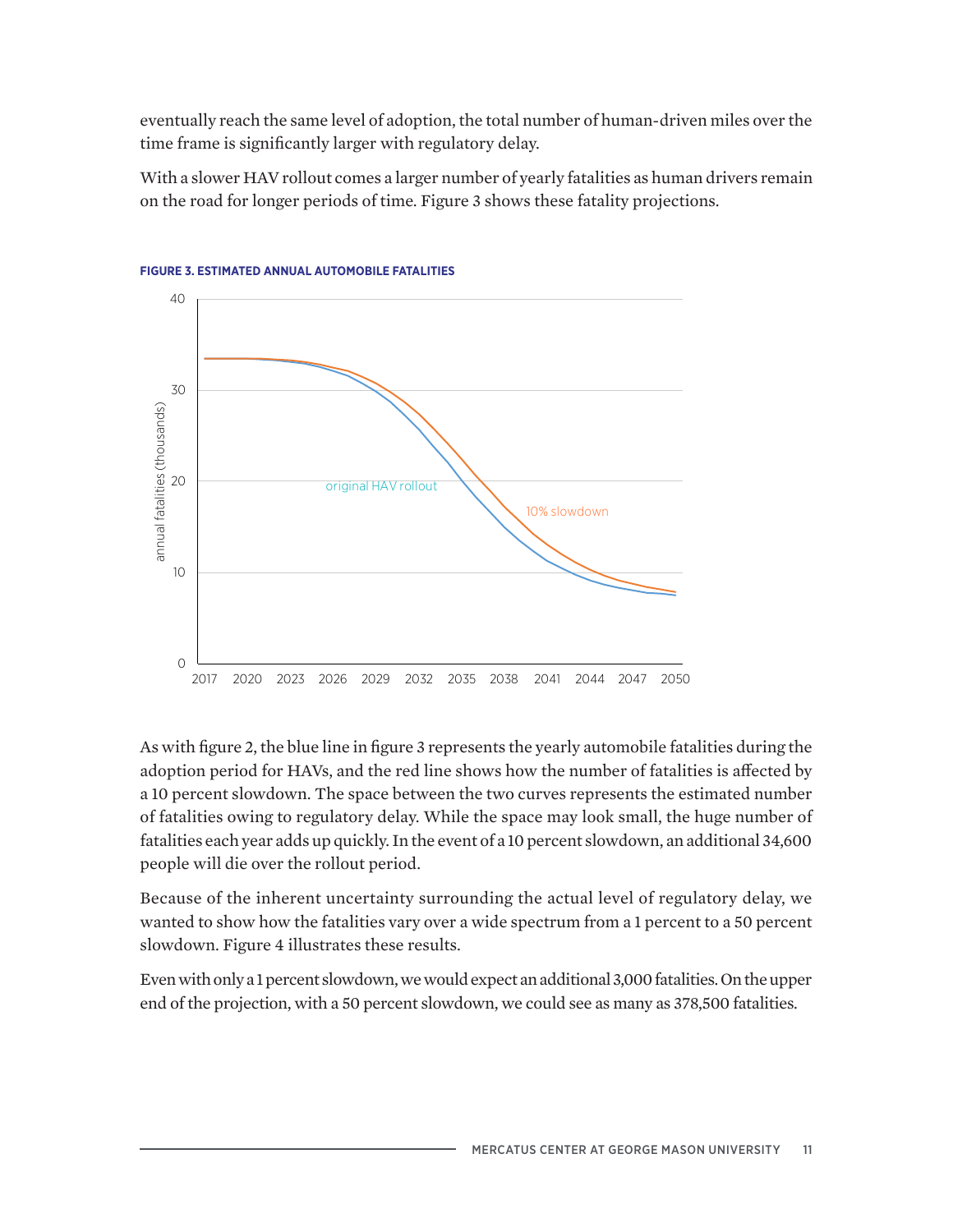eventually reach the same level of adoption, the total number of human-driven miles over the time frame is significantly larger with regulatory delay.

With a slower HAV rollout comes a larger number of yearly fatalities as human drivers remain on the road for longer periods of time. Figure 3 shows these fatality projections.

**FIGURE 3. ESTIMATED ANNUAL AUTOMOBILE FATALITIES**

As with figure 2, the blue line in figure 3 represents the yearly automobile fatalities during the adoption period for HAVs, and the red line shows how the number of fatalities is affected by a 10 percent slowdown. The space between the two curves represents the estimated number of fatalities owing to regulatory delay. While the space may look small, the huge number of fatalities each year adds up quickly. In the event of a 10 percent slowdown, an additional 34,600 people will die over the rollout period.

Because of the inherent uncertainty surrounding the actual level of regulatory delay, we wanted to show how the fatalities vary over a wide spectrum from a 1 percent to a 50 percent slowdown. Figure 4 illustrates these results.

Even with only a 1 percent slowdown, we would expect an additional 3,000 fatalities. On the upper end of the projection, with a 50 percent slowdown, we could see as many as 378,500 fatalities.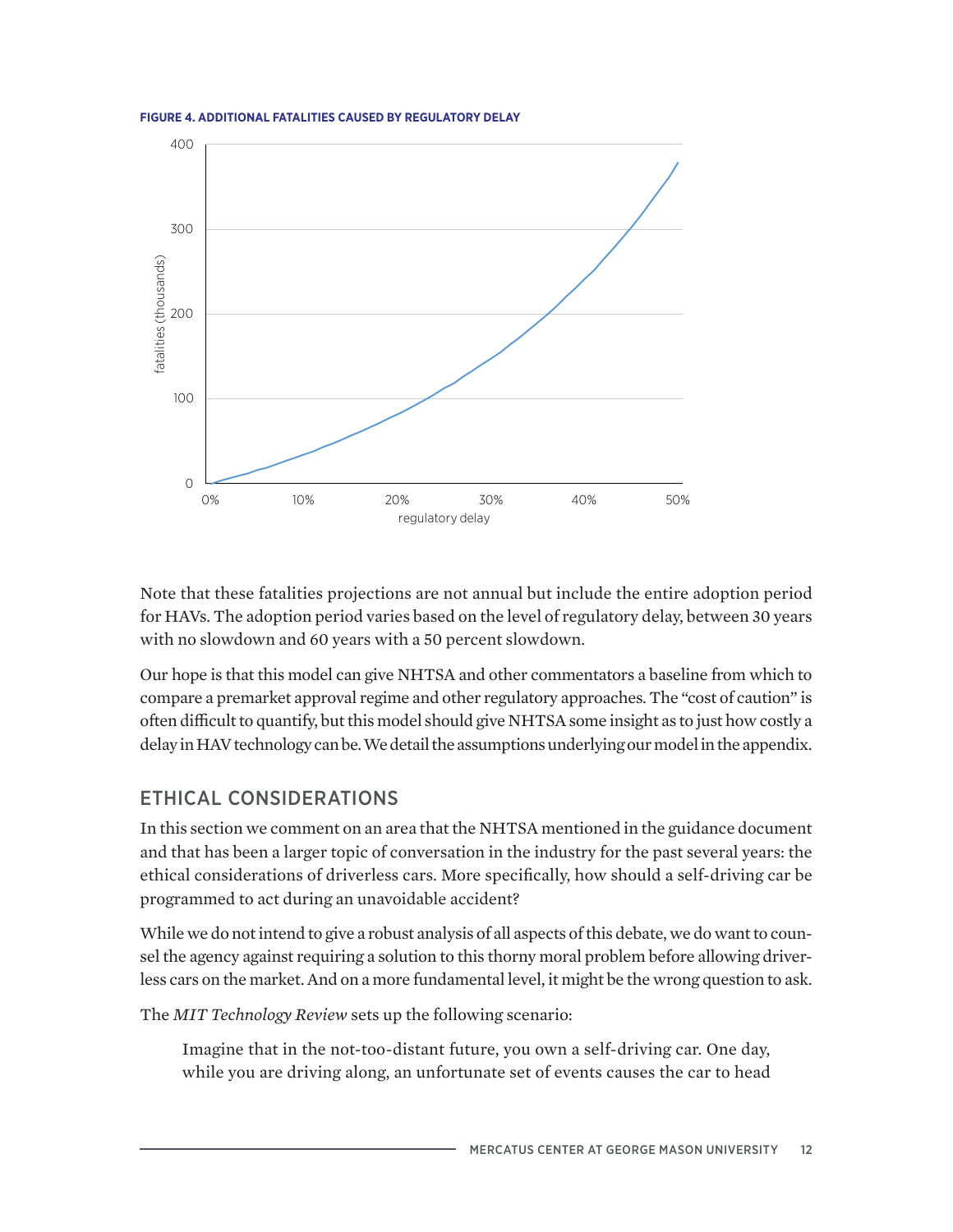**FIGURE 4. ADDITIONAL FATALITIES CAUSED BY REGULATORY DELAY**

Note that these fatalities projections are not annual but include the entire adoption period for HAVs. The adoption period varies based on the level of regulatory delay, between 30 years with no slowdown and 60 years with a 50 percent slowdown.

Our hope is that this model can give NHTSA and other commentators a baseline from which to compare a premarket approval regime and other regulatory approaches. The "cost of caution" is often difficult to quantify, but this model should give NHTSA some insight as to just how costly a delay in HAV technology can be. We detail the assumptions underlying our model in the appendix.

## ETHICAL CONSIDERATIONS

In this section we comment on an area that the NHTSA mentioned in the guidance document and that has been a larger topic of conversation in the industry for the past several years: the ethical considerations of driverless cars. More specifically, how should a self-driving car be programmed to act during an unavoidable accident?

While we do not intend to give a robust analysis of all aspects of this debate, we do want to counsel the agency against requiring a solution to this thorny moral problem before allowing driverless cars on the market. And on a more fundamental level, it might be the wrong question to ask.

The *MIT Technology Review* sets up the following scenario:

> Imagine that in the not-too-distant future, you own a self-driving car. One day, while you are driving along, an unfortunate set of events causes the car to head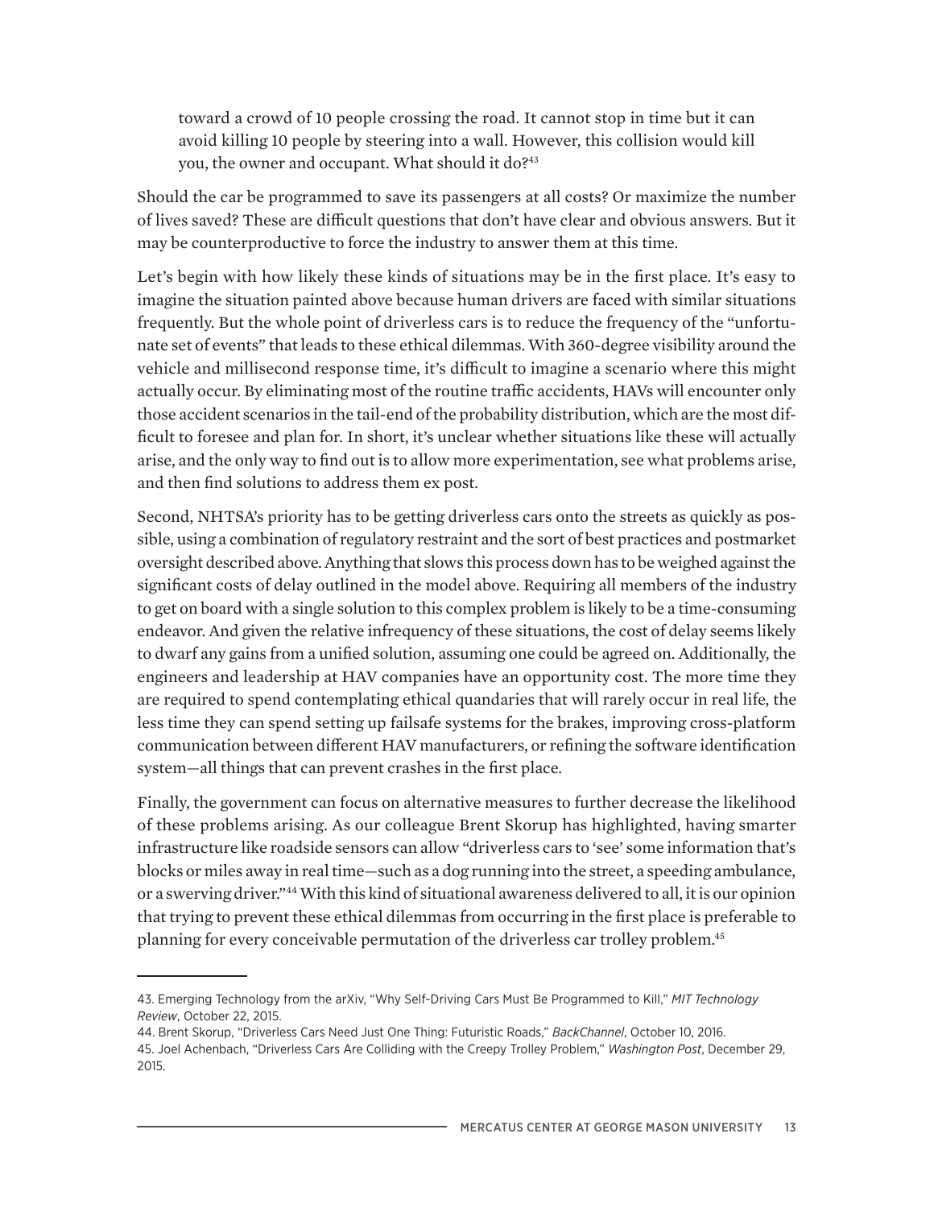> toward a crowd of 10 people crossing the road. It cannot stop in time but it can avoid killing 10 people by steering into a wall. However, this collision would kill you, the owner and occupant. What should it do?[43]

Should the car be programmed to save its passengers at all costs? Or maximize the number of lives saved? These are difficult questions that don't have clear and obvious answers. But it may be counterproductive to force the industry to answer them at this time.

Let's begin with how likely these kinds of situations may be in the first place. It's easy to imagine the situation painted above because human drivers are faced with similar situations frequently. But the whole point of driverless cars is to reduce the frequency of the "unfortunate set of events" that leads to these ethical dilemmas. With 360-degree visibility around the vehicle and millisecond response time, it's difficult to imagine a scenario where this might actually occur. By eliminating most of the routine traffic accidents, HAVs will encounter only those accident scenarios in the tail-end of the probability distribution, which are the most difficult to foresee and plan for. In short, it's unclear whether situations like these will actually arise, and the only way to find out is to allow more experimentation, see what problems arise, and then find solutions to address them ex post.

Second, NHTSA's priority has to be getting driverless cars onto the streets as quickly as possible, using a combination of regulatory restraint and the sort of best practices and postmarket oversight described above. Anything that slows this process down has to be weighed against the significant costs of delay outlined in the model above. Requiring all members of the industry to get on board with a single solution to this complex problem is likely to be a time-consuming endeavor. And given the relative infrequency of these situations, the cost of delay seems likely to dwarf any gains from a unified solution, assuming one could be agreed on. Additionally, the engineers and leadership at HAV companies have an opportunity cost. The more time they are required to spend contemplating ethical quandaries that will rarely occur in real life, the less time they can spend setting up failsafe systems for the brakes, improving cross-platform communication between different HAV manufacturers, or refining the software identification system—all things that can prevent crashes in the first place.

Finally, the government can focus on alternative measures to further decrease the likelihood of these problems arising. As our colleague Brent Skorup has highlighted, having smarter infrastructure like roadside sensors can allow "driverless cars to 'see' some information that's blocks or miles away in real time—such as a dog running into the street, a speeding ambulance, or a swerving driver."[44] With this kind of situational awareness delivered to all, it is our opinion that trying to prevent these ethical dilemmas from occurring in the first place is preferable to planning for every conceivable permutation of the driverless car trolley problem.[45]

---

43. Emerging Technology from the arXiv, "Why Self-Driving Cars Must Be Programmed to Kill," *MIT Technology Review*, October 22, 2015.

44. Brent Skorup, "Driverless Cars Need Just One Thing: Futuristic Roads," *BackChannel*, October 10, 2016.

45. Joel Achenbach, "Driverless Cars Are Colliding with the Creepy Trolley Problem," *Washington Post*, December 29, 2015.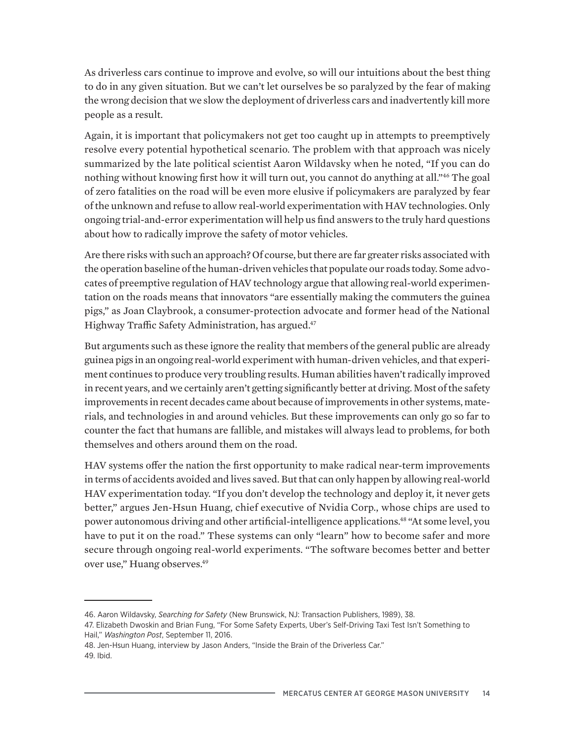As driverless cars continue to improve and evolve, so will our intuitions about the best thing to do in any given situation. But we can't let ourselves be so paralyzed by the fear of making the wrong decision that we slow the deployment of driverless cars and inadvertently kill more people as a result.

Again, it is important that policymakers not get too caught up in attempts to preemptively resolve every potential hypothetical scenario. The problem with that approach was nicely summarized by the late political scientist Aaron Wildavsky when he noted, "If you can do nothing without knowing first how it will turn out, you cannot do anything at all."[46] The goal of zero fatalities on the road will be even more elusive if policymakers are paralyzed by fear of the unknown and refuse to allow real-world experimentation with HAV technologies. Only ongoing trial-and-error experimentation will help us find answers to the truly hard questions about how to radically improve the safety of motor vehicles.

Are there risks with such an approach? Of course, but there are far greater risks associated with the operation baseline of the human-driven vehicles that populate our roads today. Some advocates of preemptive regulation of HAV technology argue that allowing real-world experimentation on the roads means that innovators "are essentially making the commuters the guinea pigs," as Joan Claybrook, a consumer-protection advocate and former head of the National Highway Traffic Safety Administration, has argued.[47]

But arguments such as these ignore the reality that members of the general public are already guinea pigs in an ongoing real-world experiment with human-driven vehicles, and that experiment continues to produce very troubling results. Human abilities haven't radically improved in recent years, and we certainly aren't getting significantly better at driving. Most of the safety improvements in recent decades came about because of improvements in other systems, materials, and technologies in and around vehicles. But these improvements can only go so far to counter the fact that humans are fallible, and mistakes will always lead to problems, for both themselves and others around them on the road.

HAV systems offer the nation the first opportunity to make radical near-term improvements in terms of accidents avoided and lives saved. But that can only happen by allowing real-world HAV experimentation today. "If you don't develop the technology and deploy it, it never gets better," argues Jen-Hsun Huang, chief executive of Nvidia Corp., whose chips are used to power autonomous driving and other artificial-intelligence applications.[48] "At some level, you have to put it on the road." These systems can only "learn" how to become safer and more secure through ongoing real-world experiments. "The software becomes better and better over use," Huang observes.[49]

---

46. Aaron Wildavsky, *Searching for Safety* (New Brunswick, NJ: Transaction Publishers, 1989), 38.
47. Elizabeth Dwoskin and Brian Fung, "For Some Safety Experts, Uber's Self-Driving Taxi Test Isn't Something to Hail," *Washington Post*, September 11, 2016.
48. Jen-Hsun Huang, interview by Jason Anders, "Inside the Brain of the Driverless Car."
49. Ibid.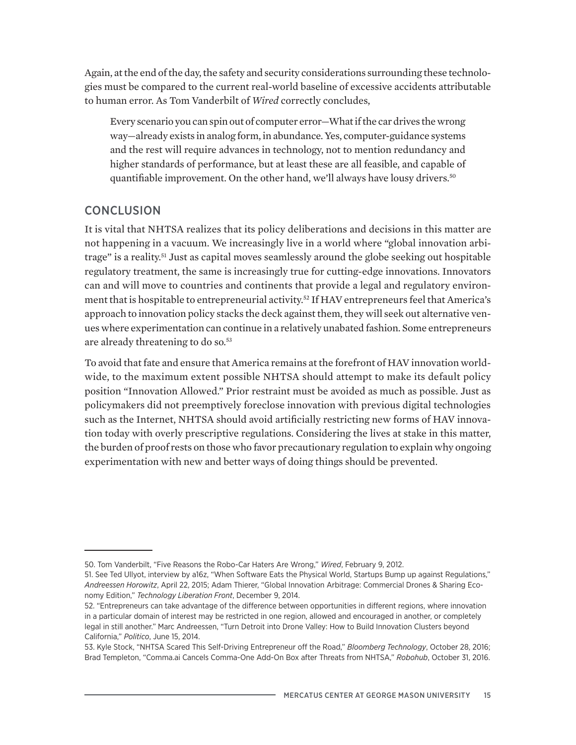Again, at the end of the day, the safety and security considerations surrounding these technologies must be compared to the current real-world baseline of excessive accidents attributable to human error. As Tom Vanderbilt of *Wired* correctly concludes,

> Every scenario you can spin out of computer error—What if the car drives the wrong way—already exists in analog form, in abundance. Yes, computer-guidance systems and the rest will require advances in technology, not to mention redundancy and higher standards of performance, but at least these are all feasible, and capable of quantifiable improvement. On the other hand, we'll always have lousy drivers.[50]

## CONCLUSION

It is vital that NHTSA realizes that its policy deliberations and decisions in this matter are not happening in a vacuum. We increasingly live in a world where "global innovation arbitrage" is a reality.[51] Just as capital moves seamlessly around the globe seeking out hospitable regulatory treatment, the same is increasingly true for cutting-edge innovations. Innovators can and will move to countries and continents that provide a legal and regulatory environment that is hospitable to entrepreneurial activity.[52] If HAV entrepreneurs feel that America's approach to innovation policy stacks the deck against them, they will seek out alternative venues where experimentation can continue in a relatively unabated fashion. Some entrepreneurs are already threatening to do so.[53]

To avoid that fate and ensure that America remains at the forefront of HAV innovation worldwide, to the maximum extent possible NHTSA should attempt to make its default policy position "Innovation Allowed." Prior restraint must be avoided as much as possible. Just as policymakers did not preemptively foreclose innovation with previous digital technologies such as the Internet, NHTSA should avoid artificially restricting new forms of HAV innovation today with overly prescriptive regulations. Considering the lives at stake in this matter, the burden of proof rests on those who favor precautionary regulation to explain why ongoing experimentation with new and better ways of doing things should be prevented.

---

50. Tom Vanderbilt, "Five Reasons the Robo-Car Haters Are Wrong," *Wired*, February 9, 2012.

51. See Ted Ullyot, interview by a16z, "When Software Eats the Physical World, Startups Bump up against Regulations," *Andreessen Horowitz*, April 22, 2015; Adam Thierer, "Global Innovation Arbitrage: Commercial Drones & Sharing Economy Edition," *Technology Liberation Front*, December 9, 2014.

52. "Entrepreneurs can take advantage of the difference between opportunities in different regions, where innovation in a particular domain of interest may be restricted in one region, allowed and encouraged in another, or completely legal in still another." Marc Andreessen, "Turn Detroit into Drone Valley: How to Build Innovation Clusters beyond California," *Politico*, June 15, 2014.

53. Kyle Stock, "NHTSA Scared This Self-Driving Entrepreneur off the Road," *Bloomberg Technology*, October 28, 2016; Brad Templeton, "Comma.ai Cancels Comma-One Add-On Box after Threats from NHTSA," *Robohub*, October 31, 2016.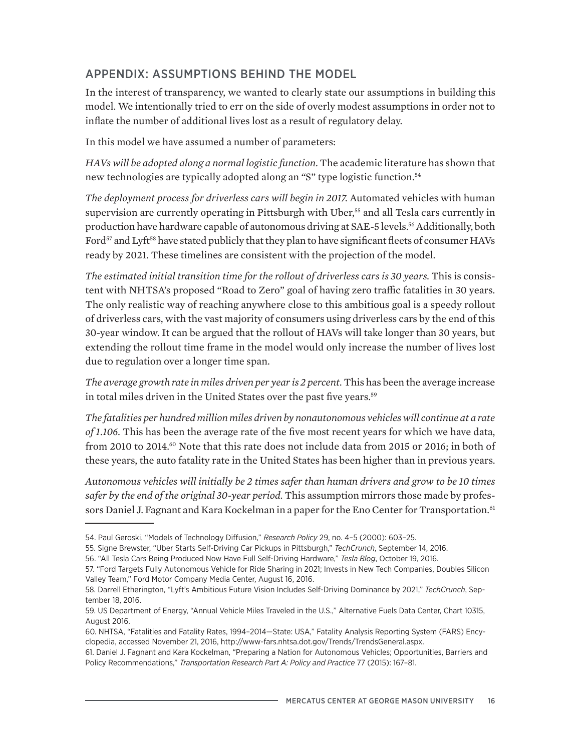## APPENDIX: ASSUMPTIONS BEHIND THE MODEL

In the interest of transparency, we wanted to clearly state our assumptions in building this model. We intentionally tried to err on the side of overly modest assumptions in order not to inflate the number of additional lives lost as a result of regulatory delay.

In this model we have assumed a number of parameters:

*HAVs will be adopted along a normal logistic function.* The academic literature has shown that new technologies are typically adopted along an "S" type logistic function.[54]

*The deployment process for driverless cars will begin in 2017.* Automated vehicles with human supervision are currently operating in Pittsburgh with Uber,[55] and all Tesla cars currently in production have hardware capable of autonomous driving at SAE-5 levels.[56] Additionally, both Ford[57] and Lyft[58] have stated publicly that they plan to have significant fleets of consumer HAVs ready by 2021. These timelines are consistent with the projection of the model.

*The estimated initial transition time for the rollout of driverless cars is 30 years.* This is consistent with NHTSA's proposed "Road to Zero" goal of having zero traffic fatalities in 30 years. The only realistic way of reaching anywhere close to this ambitious goal is a speedy rollout of driverless cars, with the vast majority of consumers using driverless cars by the end of this 30-year window. It can be argued that the rollout of HAVs will take longer than 30 years, but extending the rollout time frame in the model would only increase the number of lives lost due to regulation over a longer time span.

*The average growth rate in miles driven per year is 2 percent.* This has been the average increase in total miles driven in the United States over the past five years.[59]

*The fatalities per hundred million miles driven by nonautonomous vehicles will continue at a rate of 1.106.* This has been the average rate of the five most recent years for which we have data, from 2010 to 2014.[60] Note that this rate does not include data from 2015 or 2016; in both of these years, the auto fatality rate in the United States has been higher than in previous years.

*Autonomous vehicles will initially be 2 times safer than human drivers and grow to be 10 times safer by the end of the original 30-year period.* This assumption mirrors those made by professors Daniel J. Fagnant and Kara Kockelman in a paper for the Eno Center for Transportation.[61]

---

54. Paul Geroski, "Models of Technology Diffusion," *Research Policy* 29, no. 4–5 (2000): 603–25.

55. Signe Brewster, "Uber Starts Self-Driving Car Pickups in Pittsburgh," *TechCrunch*, September 14, 2016.

56. "All Tesla Cars Being Produced Now Have Full Self-Driving Hardware," *Tesla Blog*, October 19, 2016.

57. "Ford Targets Fully Autonomous Vehicle for Ride Sharing in 2021; Invests in New Tech Companies, Doubles Silicon Valley Team," Ford Motor Company Media Center, August 16, 2016.

58. Darrell Etherington, "Lyft's Ambitious Future Vision Includes Self-Driving Dominance by 2021," *TechCrunch*, September 18, 2016.

59. US Department of Energy, "Annual Vehicle Miles Traveled in the U.S.," Alternative Fuels Data Center, Chart 10315, August 2016.

60. NHTSA, "Fatalities and Fatality Rates, 1994–2014—State: USA," Fatality Analysis Reporting System (FARS) Encyclopedia, accessed November 21, 2016, http://www-fars.nhtsa.dot.gov/Trends/TrendsGeneral.aspx.

61. Daniel J. Fagnant and Kara Kockelman, "Preparing a Nation for Autonomous Vehicles; Opportunities, Barriers and Policy Recommendations," *Transportation Research Part A: Policy and Practice* 77 (2015): 167–81.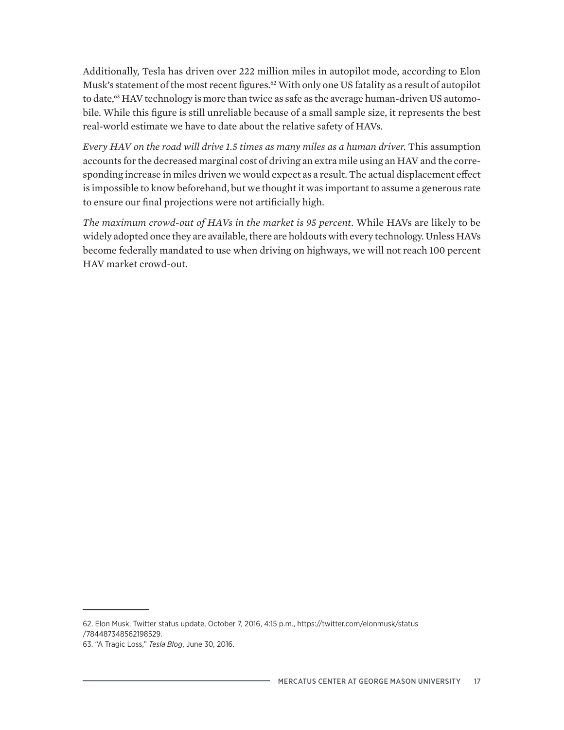Additionally, Tesla has driven over 222 million miles in autopilot mode, according to Elon Musk's statement of the most recent figures.[62] With only one US fatality as a result of autopilot to date,[63] HAV technology is more than twice as safe as the average human-driven US automobile. While this figure is still unreliable because of a small sample size, it represents the best real-world estimate we have to date about the relative safety of HAVs.

*Every HAV on the road will drive 1.5 times as many miles as a human driver.* This assumption accounts for the decreased marginal cost of driving an extra mile using an HAV and the corresponding increase in miles driven we would expect as a result. The actual displacement effect is impossible to know beforehand, but we thought it was important to assume a generous rate to ensure our final projections were not artificially high.

*The maximum crowd-out of HAVs in the market is 95 percent*. While HAVs are likely to be widely adopted once they are available, there are holdouts with every technology. Unless HAVs become federally mandated to use when driving on highways, we will not reach 100 percent HAV market crowd-out.

---

62. Elon Musk, Twitter status update, October 7, 2016, 4:15 p.m., https://twitter.com/elonmusk/status/784487348562198529.

63. "A Tragic Loss," *Tesla Blog*, June 30, 2016.